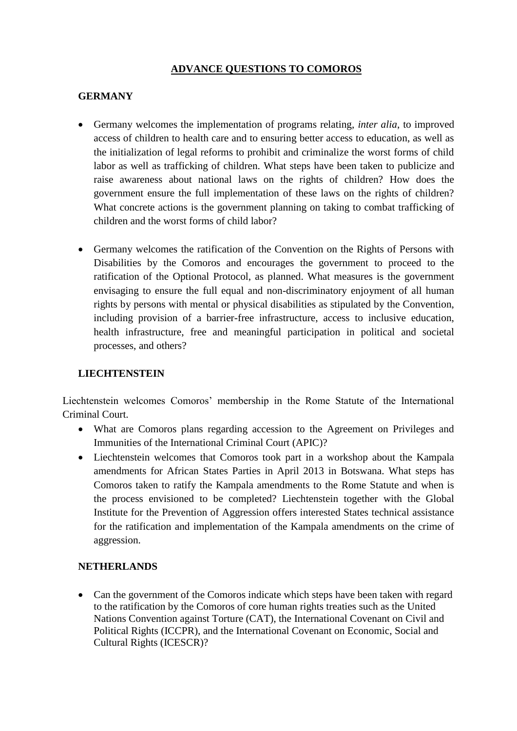# ADVANCE QUESTIONS TO COMOROS

## GERMANY

- Germany welcomes the implementation of programs relating, *inter alia*, to improved access of children to health care and to ensuring better access to education, as well as the initialization of legal reforms to prohibit and criminalize the worst forms of child labor as well as trafficking of children. What steps have been taken to publicize and raise awareness about national laws on the rights of children? How does the government ensure the full implementation of these laws on the rights of children? What concrete actions is the government planning on taking to combat trafficking of children and the worst forms of child labor?

- Germany welcomes the ratification of the Convention on the Rights of Persons with Disabilities by the Comoros and encourages the government to proceed to the ratification of the Optional Protocol, as planned. What measures is the government envisaging to ensure the full equal and non-discriminatory enjoyment of all human rights by persons with mental or physical disabilities as stipulated by the Convention, including provision of a barrier-free infrastructure, access to inclusive education, health infrastructure, free and meaningful participation in political and societal processes, and others?

## LIECHTENSTEIN

Liechtenstein welcomes Comoros' membership in the Rome Statute of the International Criminal Court.

- What are Comoros plans regarding accession to the Agreement on Privileges and Immunities of the International Criminal Court (APIC)?
- Liechtenstein welcomes that Comoros took part in a workshop about the Kampala amendments for African States Parties in April 2013 in Botswana. What steps has Comoros taken to ratify the Kampala amendments to the Rome Statute and when is the process envisioned to be completed? Liechtenstein together with the Global Institute for the Prevention of Aggression offers interested States technical assistance for the ratification and implementation of the Kampala amendments on the crime of aggression.

## NETHERLANDS

- Can the government of the Comoros indicate which steps have been taken with regard to the ratification by the Comoros of core human rights treaties such as the United Nations Convention against Torture (CAT), the International Covenant on Civil and Political Rights (ICCPR), and the International Covenant on Economic, Social and Cultural Rights (ICESCR)?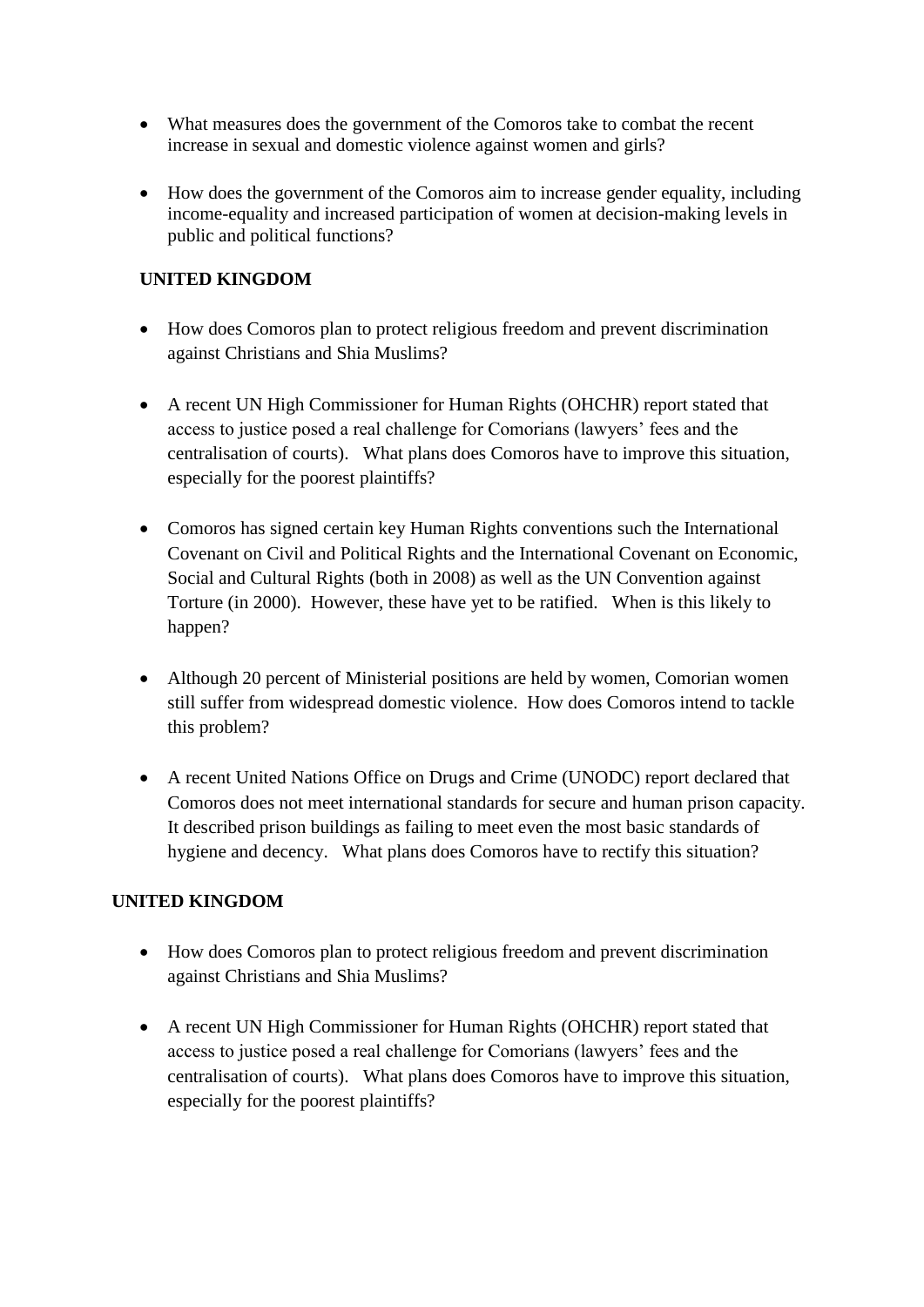- What measures does the government of the Comoros take to combat the recent increase in sexual and domestic violence against women and girls?

- How does the government of the Comoros aim to increase gender equality, including income-equality and increased participation of women at decision-making levels in public and political functions?

**UNITED KINGDOM**

- How does Comoros plan to protect religious freedom and prevent discrimination against Christians and Shia Muslims?

- A recent UN High Commissioner for Human Rights (OHCHR) report stated that access to justice posed a real challenge for Comorians (lawyers' fees and the centralisation of courts). What plans does Comoros have to improve this situation, especially for the poorest plaintiffs?

- Comoros has signed certain key Human Rights conventions such the International Covenant on Civil and Political Rights and the International Covenant on Economic, Social and Cultural Rights (both in 2008) as well as the UN Convention against Torture (in 2000). However, these have yet to be ratified. When is this likely to happen?

- Although 20 percent of Ministerial positions are held by women, Comorian women still suffer from widespread domestic violence. How does Comoros intend to tackle this problem?

- A recent United Nations Office on Drugs and Crime (UNODC) report declared that Comoros does not meet international standards for secure and human prison capacity. It described prison buildings as failing to meet even the most basic standards of hygiene and decency. What plans does Comoros have to rectify this situation?

**UNITED KINGDOM**

- How does Comoros plan to protect religious freedom and prevent discrimination against Christians and Shia Muslims?

- A recent UN High Commissioner for Human Rights (OHCHR) report stated that access to justice posed a real challenge for Comorians (lawyers' fees and the centralisation of courts). What plans does Comoros have to improve this situation, especially for the poorest plaintiffs?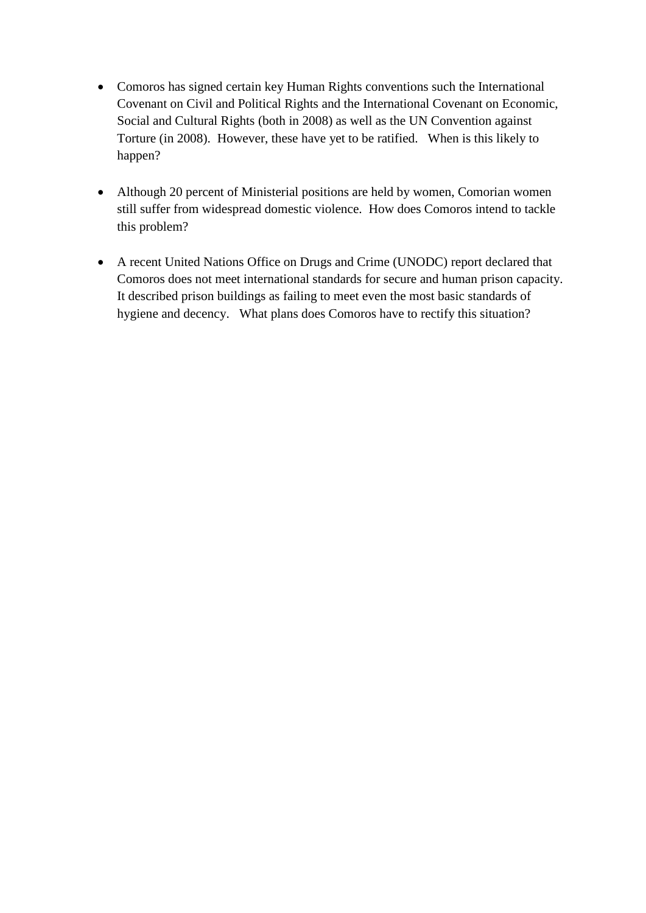- Comoros has signed certain key Human Rights conventions such the International Covenant on Civil and Political Rights and the International Covenant on Economic, Social and Cultural Rights (both in 2008) as well as the UN Convention against Torture (in 2008). However, these have yet to be ratified. When is this likely to happen?

- Although 20 percent of Ministerial positions are held by women, Comorian women still suffer from widespread domestic violence. How does Comoros intend to tackle this problem?

- A recent United Nations Office on Drugs and Crime (UNODC) report declared that Comoros does not meet international standards for secure and human prison capacity. It described prison buildings as failing to meet even the most basic standards of hygiene and decency. What plans does Comoros have to rectify this situation?